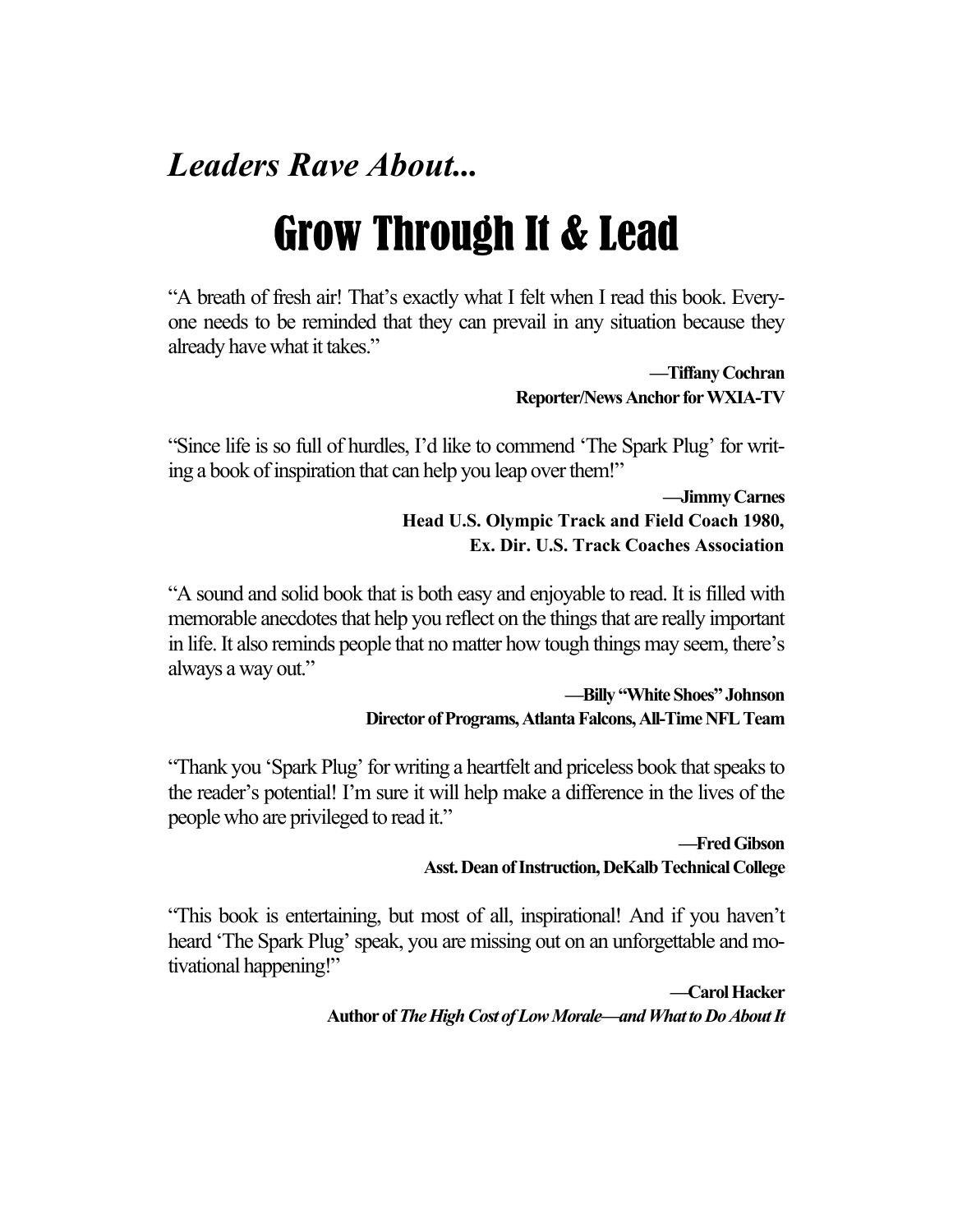*Leaders Rave About...*

# Grow Through It & Lead

"A breath of fresh air! That's exactly what I felt when I read this book. Everyone needs to be reminded that they can prevail in any situation because they already have what it takes."

**—Tiffany Cochran**
**Reporter/News Anchor for WXIA-TV**

"Since life is so full of hurdles, I'd like to commend 'The Spark Plug' for writing a book of inspiration that can help you leap over them!"

**—Jimmy Carnes**
**Head U.S. Olympic Track and Field Coach 1980,**
**Ex. Dir. U.S. Track Coaches Association**

"A sound and solid book that is both easy and enjoyable to read. It is filled with memorable anecdotes that help you reflect on the things that are really important in life. It also reminds people that no matter how tough things may seem, there's always a way out."

**—Billy "White Shoes" Johnson**
**Director of Programs, Atlanta Falcons, All-Time NFL Team**

"Thank you 'Spark Plug' for writing a heartfelt and priceless book that speaks to the reader's potential! I'm sure it will help make a difference in the lives of the people who are privileged to read it."

**—Fred Gibson**
**Asst. Dean of Instruction, DeKalb Technical College**

"This book is entertaining, but most of all, inspirational! And if you haven't heard 'The Spark Plug' speak, you are missing out on an unforgettable and motivational happening!"

**—Carol Hacker**
**Author of *The High Cost of Low Morale—and What to Do About It***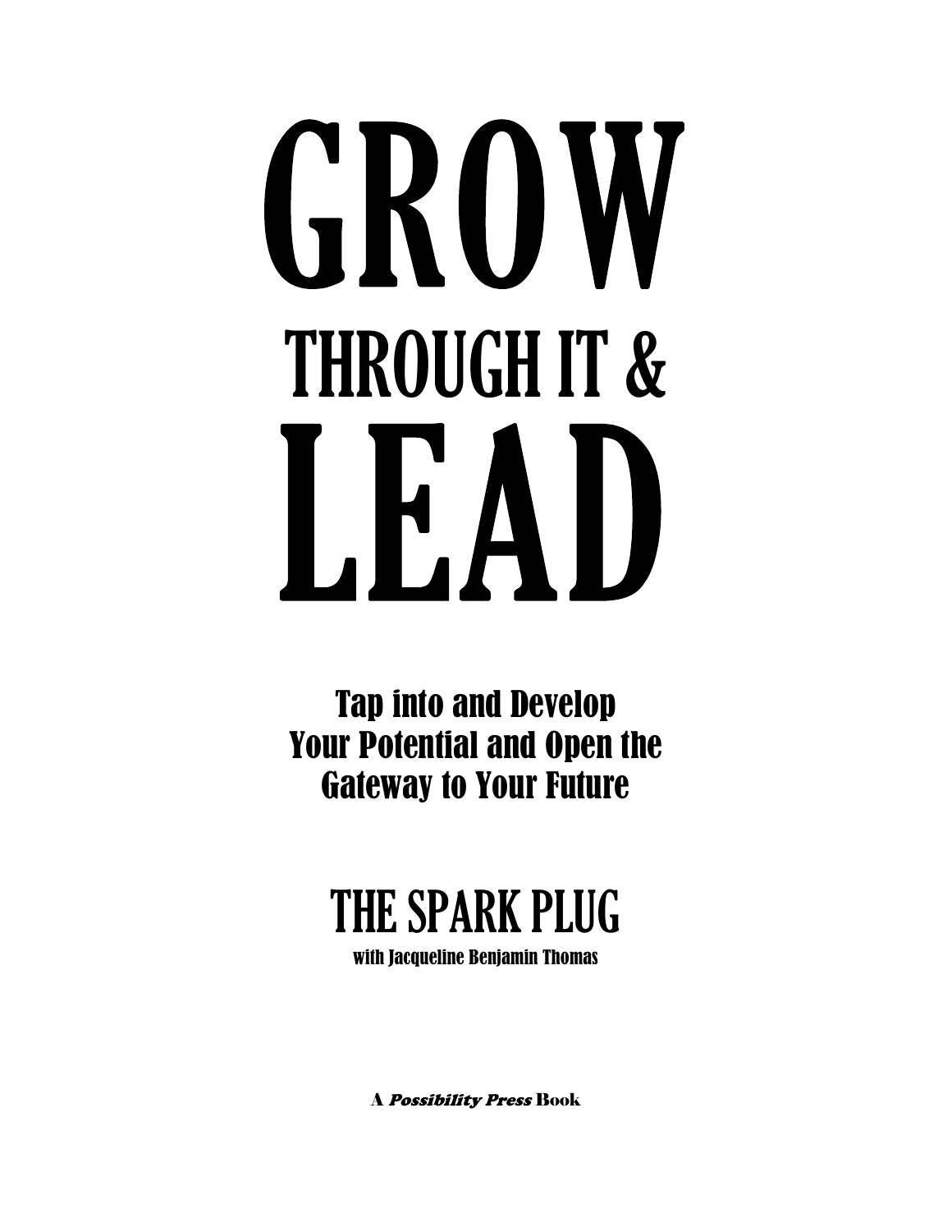# GROW THROUGH IT & LEAD

## Tap into and Develop Your Potential and Open the Gateway to Your Future

THE SPARK PLUG

with Jacqueline Benjamin Thomas

A *Possibility Press* Book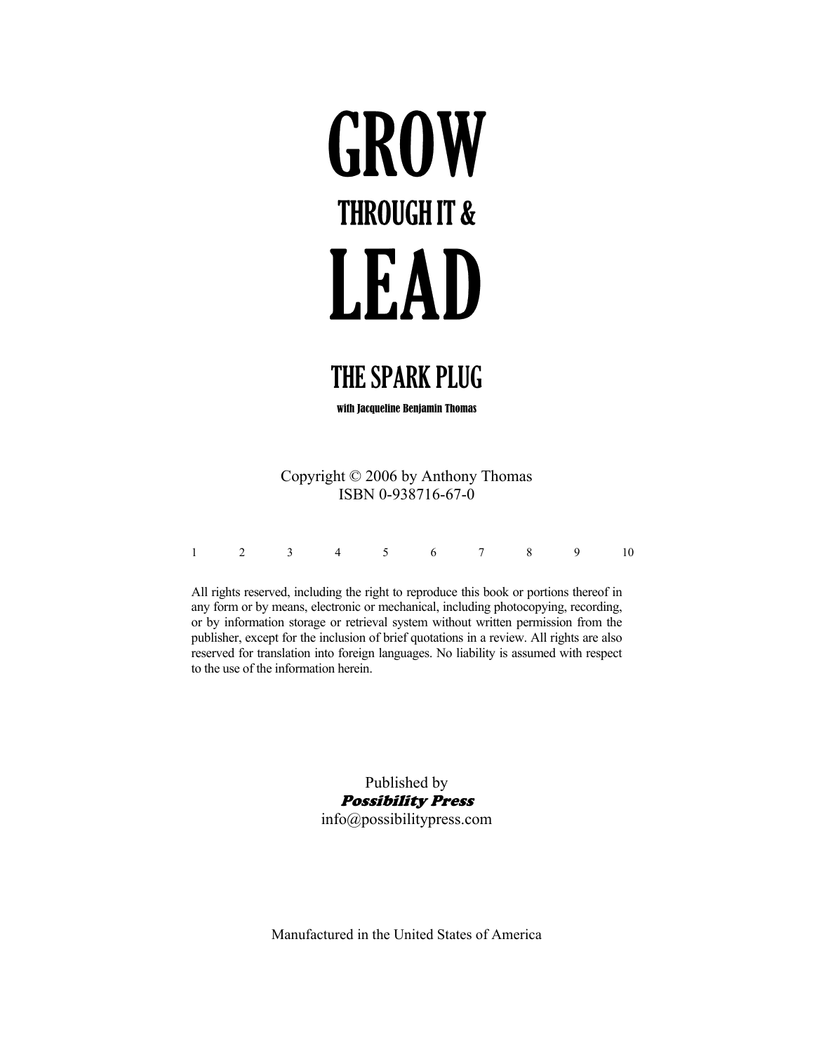# GROW

## THROUGH IT &

# LEAD

## THE SPARK PLUG

**with Jacqueline Benjamin Thomas**

Copyright © 2006 by Anthony Thomas
ISBN 0-938716-67-0

1 2 3 4 5 6 7 8 9 10

All rights reserved, including the right to reproduce this book or portions thereof in any form or by means, electronic or mechanical, including photocopying, recording, or by information storage or retrieval system without written permission from the publisher, except for the inclusion of brief quotations in a review. All rights are also reserved for translation into foreign languages. No liability is assumed with respect to the use of the information herein.

Published by
***Possibility Press***
info@possibilitypress.com

Manufactured in the United States of America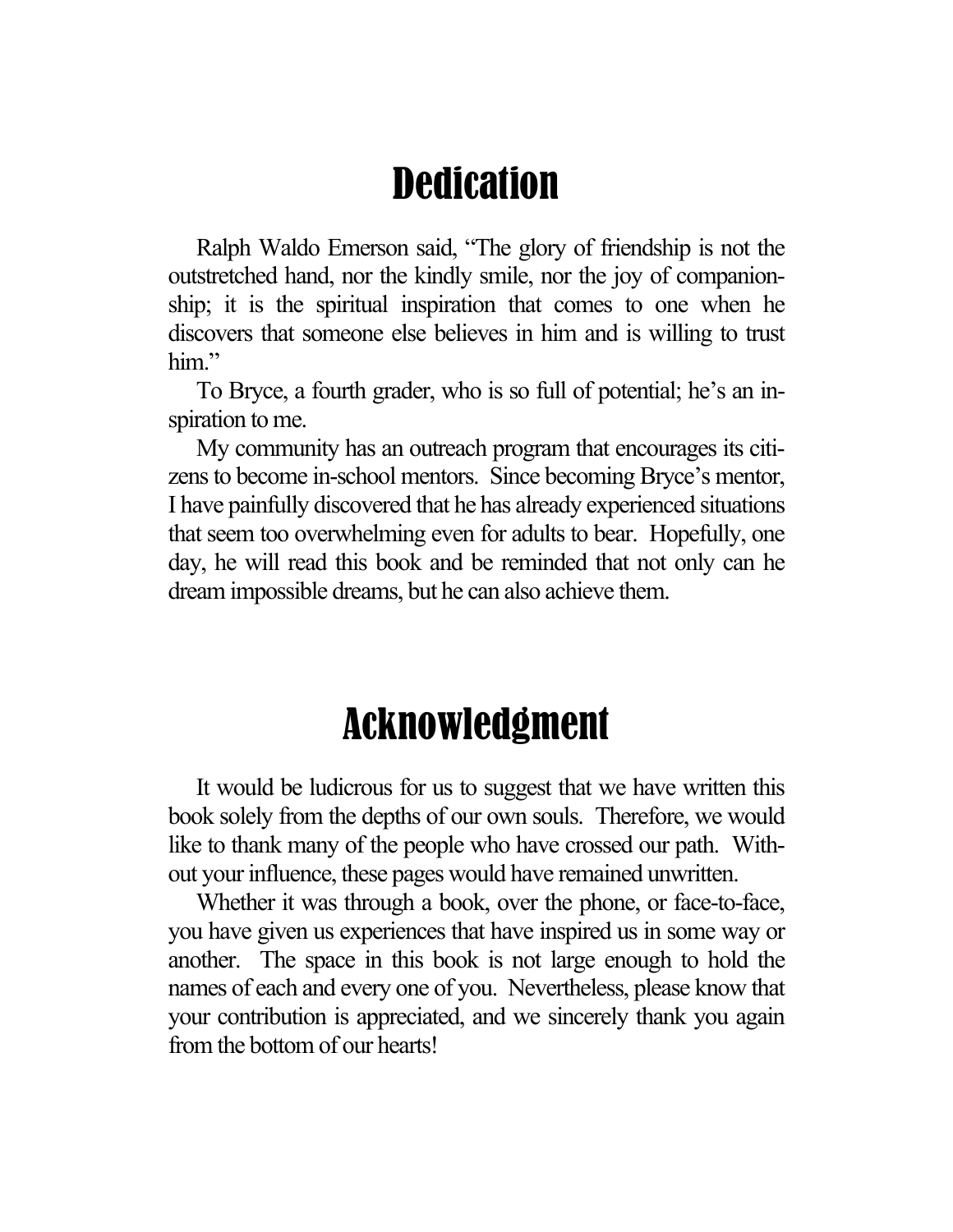# Dedication

Ralph Waldo Emerson said, "The glory of friendship is not the outstretched hand, nor the kindly smile, nor the joy of companionship; it is the spiritual inspiration that comes to one when he discovers that someone else believes in him and is willing to trust him."

To Bryce, a fourth grader, who is so full of potential; he's an inspiration to me.

My community has an outreach program that encourages its citizens to become in-school mentors. Since becoming Bryce's mentor, I have painfully discovered that he has already experienced situations that seem too overwhelming even for adults to bear. Hopefully, one day, he will read this book and be reminded that not only can he dream impossible dreams, but he can also achieve them.

# Acknowledgment

It would be ludicrous for us to suggest that we have written this book solely from the depths of our own souls. Therefore, we would like to thank many of the people who have crossed our path. Without your influence, these pages would have remained unwritten.

Whether it was through a book, over the phone, or face-to-face, you have given us experiences that have inspired us in some way or another. The space in this book is not large enough to hold the names of each and every one of you. Nevertheless, please know that your contribution is appreciated, and we sincerely thank you again from the bottom of our hearts!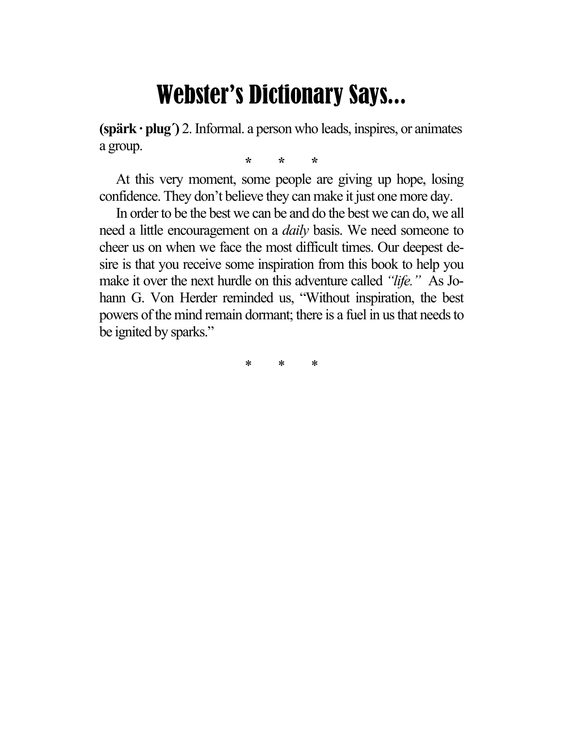# Webster's Dictionary Says...

**(spärk · plug´)** 2. Informal. a person who leads, inspires, or animates a group.

\*   \*   \*

At this very moment, some people are giving up hope, losing confidence. They don't believe they can make it just one more day.

In order to be the best we can be and do the best we can do, we all need a little encouragement on a *daily* basis. We need someone to cheer us on when we face the most difficult times. Our deepest desire is that you receive some inspiration from this book to help you make it over the next hurdle on this adventure called *"life."* As Johann G. Von Herder reminded us, "Without inspiration, the best powers of the mind remain dormant; there is a fuel in us that needs to be ignited by sparks."

\*   \*   \*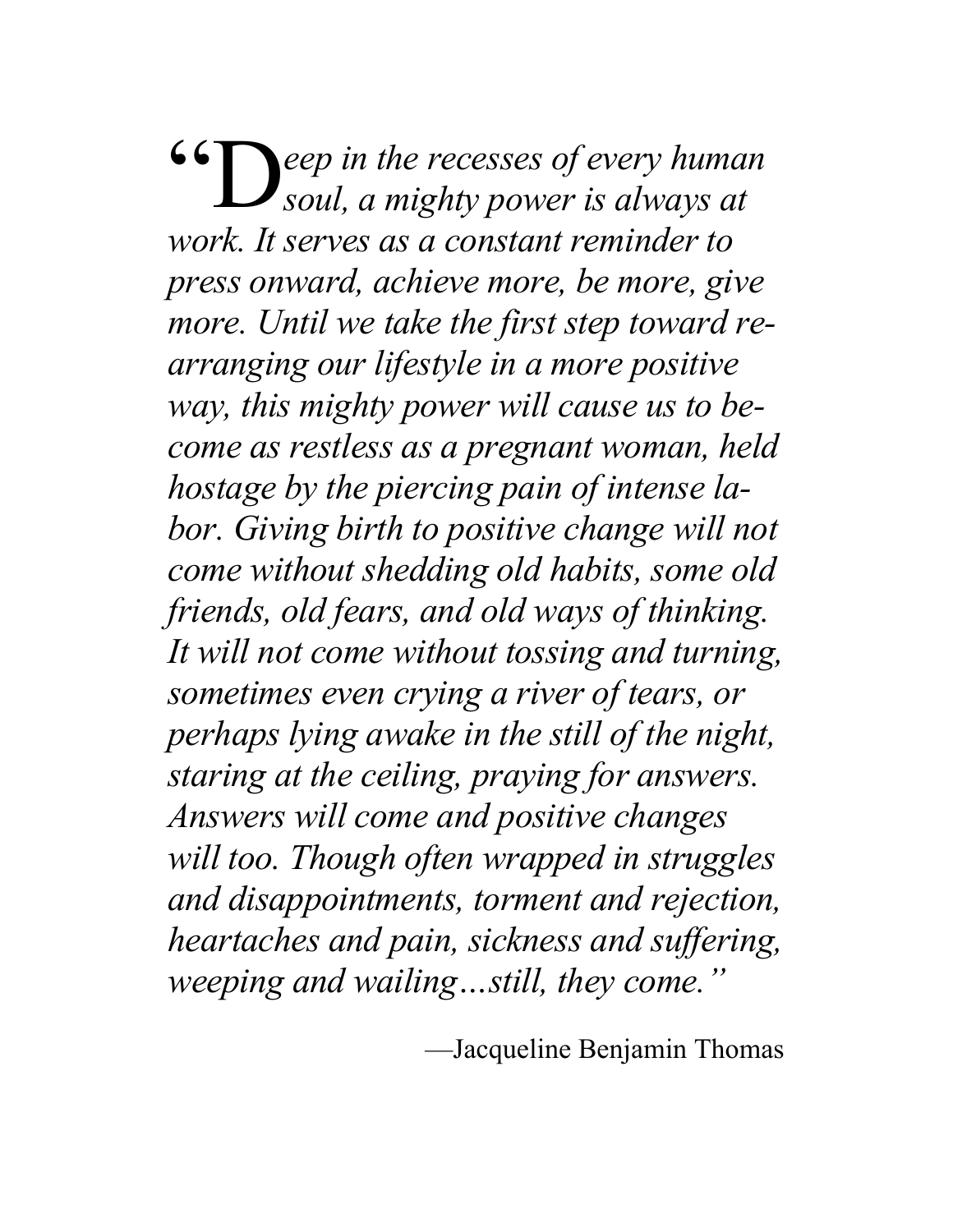*"Deep in the recesses of every human soul, a mighty power is always at work. It serves as a constant reminder to press onward, achieve more, be more, give more. Until we take the first step toward rearranging our lifestyle in a more positive way, this mighty power will cause us to become as restless as a pregnant woman, held hostage by the piercing pain of intense labor. Giving birth to positive change will not come without shedding old habits, some old friends, old fears, and old ways of thinking. It will not come without tossing and turning, sometimes even crying a river of tears, or perhaps lying awake in the still of the night, staring at the ceiling, praying for answers. Answers will come and positive changes will too. Though often wrapped in struggles and disappointments, torment and rejection, heartaches and pain, sickness and suffering, weeping and wailing…still, they come."*

—Jacqueline Benjamin Thomas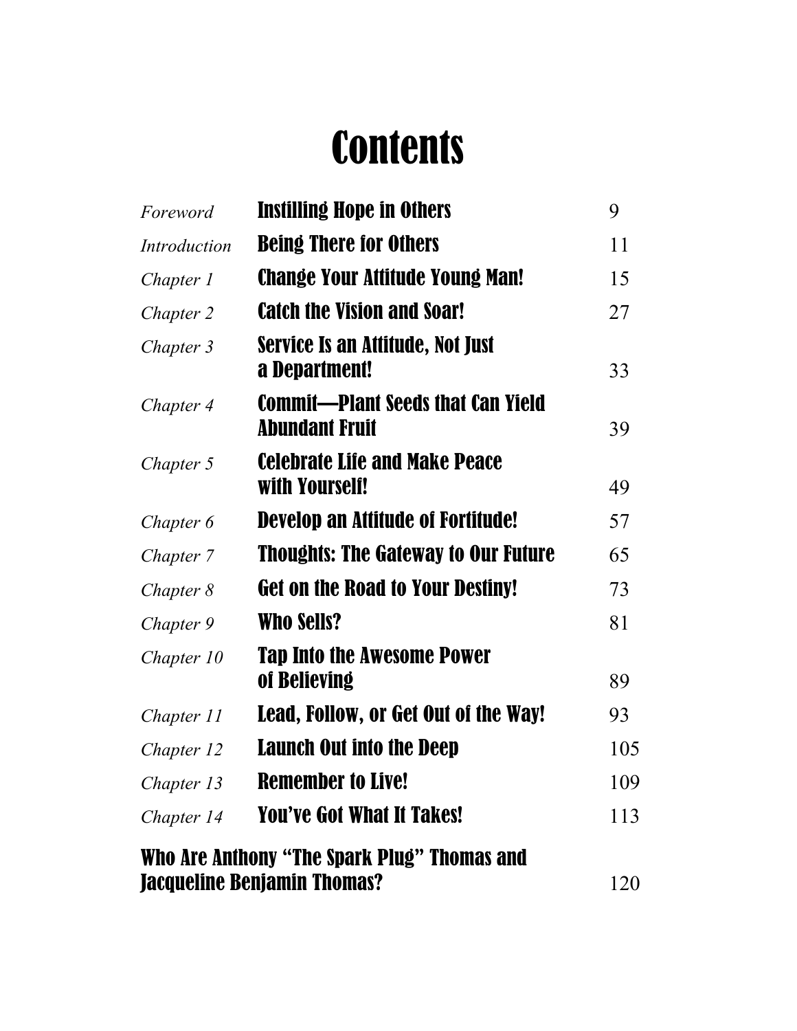# Contents

| | | |
|---|---|---|
| *Foreword* | **Instilling Hope in Others** | 9 |
| *Introduction* | **Being There for Others** | 11 |
| *Chapter 1* | **Change Your Attitude Young Man!** | 15 |
| *Chapter 2* | **Catch the Vision and Soar!** | 27 |
| *Chapter 3* | **Service Is an Attitude, Not Just a Department!** | 33 |
| *Chapter 4* | **Commit—Plant Seeds that Can Yield Abundant Fruit** | 39 |
| *Chapter 5* | **Celebrate Life and Make Peace with Yourself!** | 49 |
| *Chapter 6* | **Develop an Attitude of Fortitude!** | 57 |
| *Chapter 7* | **Thoughts: The Gateway to Our Future** | 65 |
| *Chapter 8* | **Get on the Road to Your Destiny!** | 73 |
| *Chapter 9* | **Who Sells?** | 81 |
| *Chapter 10* | **Tap Into the Awesome Power of Believing** | 89 |
| *Chapter 11* | **Lead, Follow, or Get Out of the Way!** | 93 |
| *Chapter 12* | **Launch Out into the Deep** | 105 |
| *Chapter 13* | **Remember to Live!** | 109 |
| *Chapter 14* | **You've Got What It Takes!** | 113 |

**Who Are Anthony "The Spark Plug" Thomas and Jacqueline Benjamin Thomas?** 120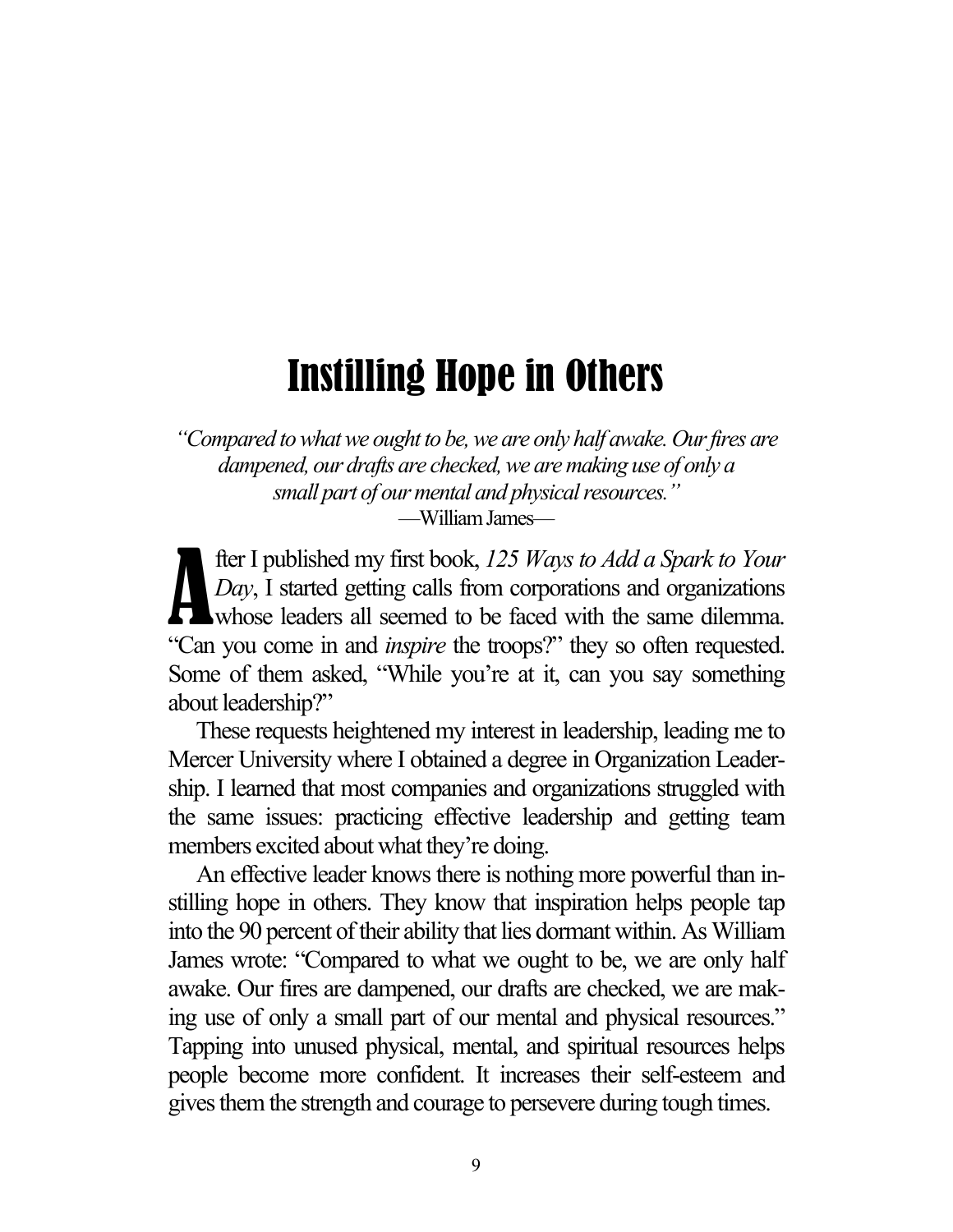# Instilling Hope in Others

*"Compared to what we ought to be, we are only half awake. Our fires are dampened, our drafts are checked, we are making use of only a small part of our mental and physical resources."*
—William James—

After I published my first book, *125 Ways to Add a Spark to Your Day*, I started getting calls from corporations and organizations whose leaders all seemed to be faced with the same dilemma. "Can you come in and *inspire* the troops?" they so often requested. Some of them asked, "While you're at it, can you say something about leadership?"

These requests heightened my interest in leadership, leading me to Mercer University where I obtained a degree in Organization Leadership. I learned that most companies and organizations struggled with the same issues: practicing effective leadership and getting team members excited about what they're doing.

An effective leader knows there is nothing more powerful than instilling hope in others. They know that inspiration helps people tap into the 90 percent of their ability that lies dormant within. As William James wrote: "Compared to what we ought to be, we are only half awake. Our fires are dampened, our drafts are checked, we are making use of only a small part of our mental and physical resources." Tapping into unused physical, mental, and spiritual resources helps people become more confident. It increases their self-esteem and gives them the strength and courage to persevere during tough times.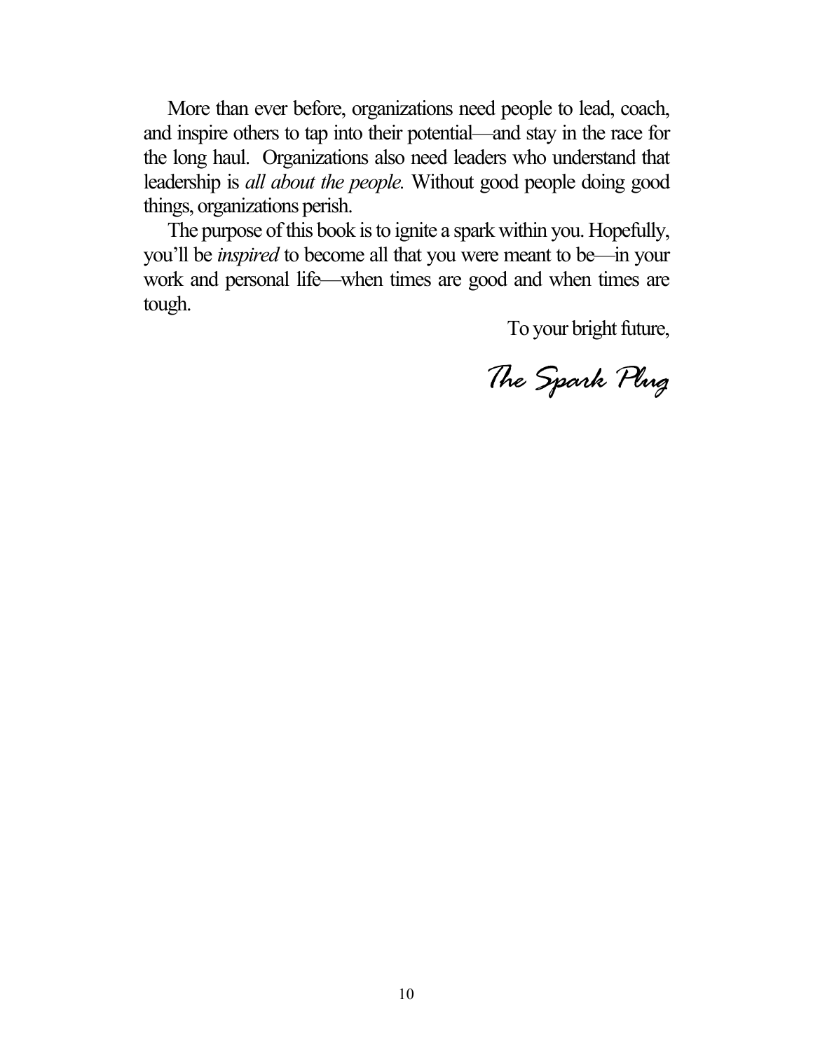More than ever before, organizations need people to lead, coach, and inspire others to tap into their potential—and stay in the race for the long haul. Organizations also need leaders who understand that leadership is *all about the people.* Without good people doing good things, organizations perish.

The purpose of this book is to ignite a spark within you. Hopefully, you'll be *inspired* to become all that you were meant to be—in your work and personal life—when times are good and when times are tough.

To your bright future,

*The Spark Plug*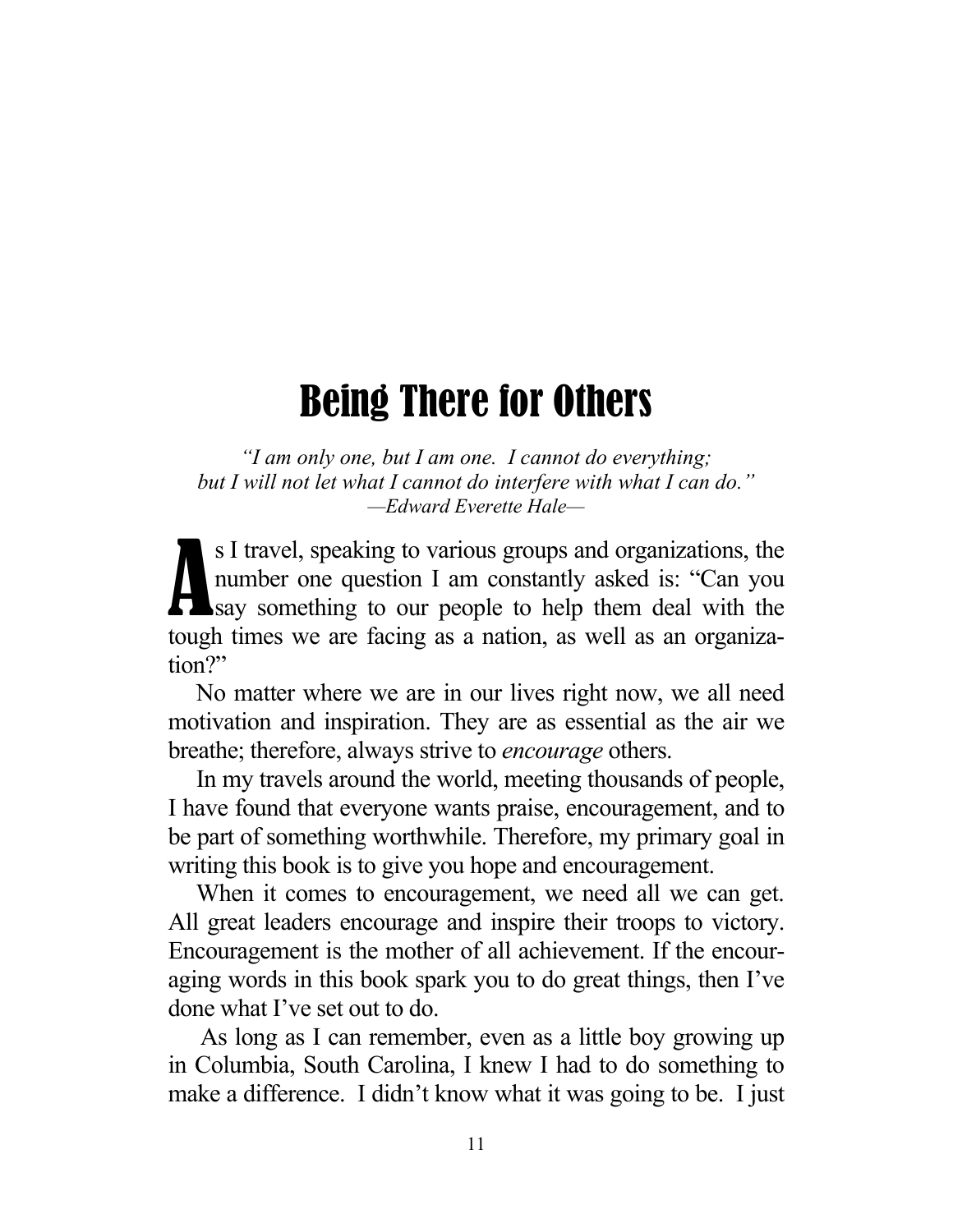# Being There for Others

*"I am only one, but I am one. I cannot do everything;*
*but I will not let what I cannot do interfere with what I can do."*
*—Edward Everette Hale—*

As I travel, speaking to various groups and organizations, the number one question I am constantly asked is: "Can you say something to our people to help them deal with the tough times we are facing as a nation, as well as an organization?"

No matter where we are in our lives right now, we all need motivation and inspiration. They are as essential as the air we breathe; therefore, always strive to *encourage* others.

In my travels around the world, meeting thousands of people, I have found that everyone wants praise, encouragement, and to be part of something worthwhile. Therefore, my primary goal in writing this book is to give you hope and encouragement.

When it comes to encouragement, we need all we can get. All great leaders encourage and inspire their troops to victory. Encouragement is the mother of all achievement. If the encouraging words in this book spark you to do great things, then I've done what I've set out to do.

As long as I can remember, even as a little boy growing up in Columbia, South Carolina, I knew I had to do something to make a difference. I didn't know what it was going to be. I just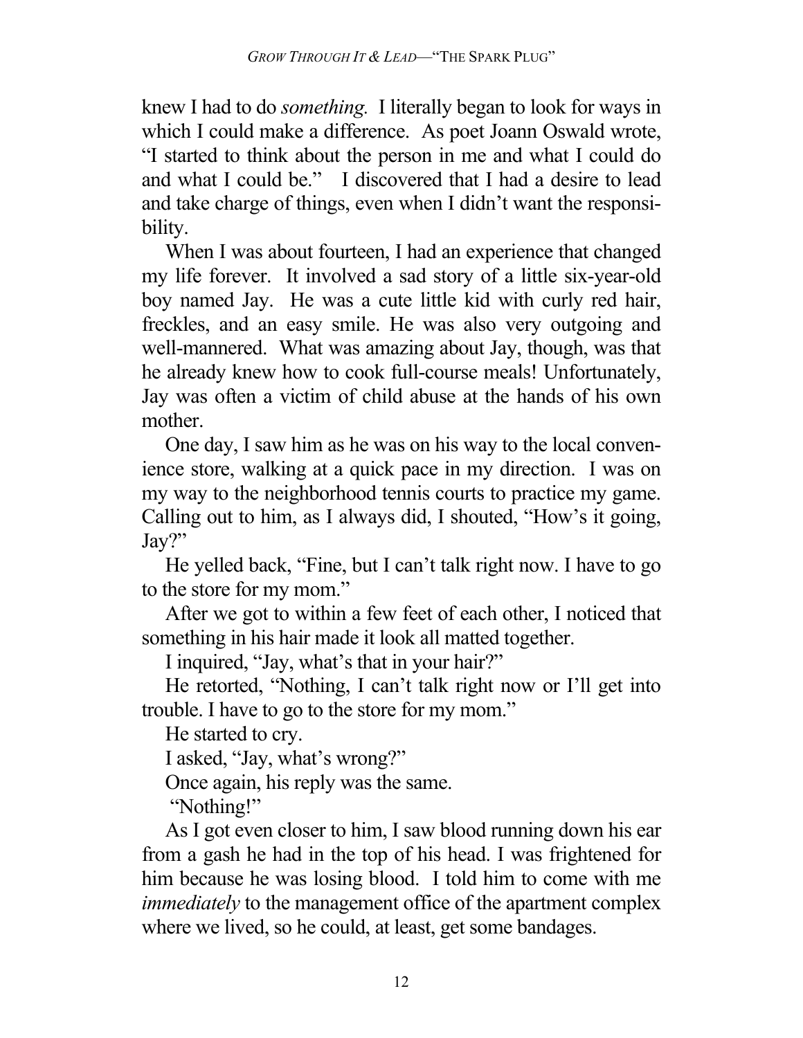knew I had to do *something.* I literally began to look for ways in which I could make a difference. As poet Joann Oswald wrote, "I started to think about the person in me and what I could do and what I could be." I discovered that I had a desire to lead and take charge of things, even when I didn't want the responsibility.

When I was about fourteen, I had an experience that changed my life forever. It involved a sad story of a little six-year-old boy named Jay. He was a cute little kid with curly red hair, freckles, and an easy smile. He was also very outgoing and well-mannered. What was amazing about Jay, though, was that he already knew how to cook full-course meals! Unfortunately, Jay was often a victim of child abuse at the hands of his own mother.

One day, I saw him as he was on his way to the local convenience store, walking at a quick pace in my direction. I was on my way to the neighborhood tennis courts to practice my game. Calling out to him, as I always did, I shouted, "How's it going, Jay?"

He yelled back, "Fine, but I can't talk right now. I have to go to the store for my mom."

After we got to within a few feet of each other, I noticed that something in his hair made it look all matted together.

I inquired, "Jay, what's that in your hair?"

He retorted, "Nothing, I can't talk right now or I'll get into trouble. I have to go to the store for my mom."

He started to cry.

I asked, "Jay, what's wrong?"

Once again, his reply was the same.

"Nothing!"

As I got even closer to him, I saw blood running down his ear from a gash he had in the top of his head. I was frightened for him because he was losing blood. I told him to come with me *immediately* to the management office of the apartment complex where we lived, so he could, at least, get some bandages.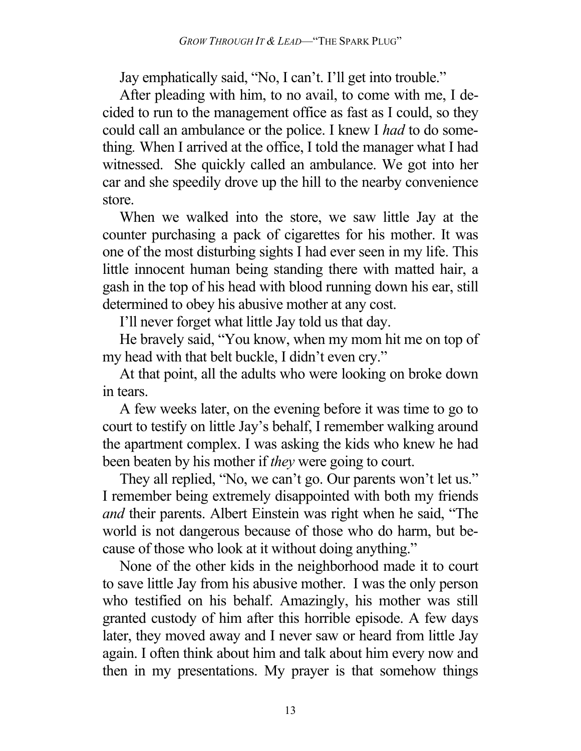Jay emphatically said, "No, I can't. I'll get into trouble."

After pleading with him, to no avail, to come with me, I decided to run to the management office as fast as I could, so they could call an ambulance or the police. I knew I *had* to do something. When I arrived at the office, I told the manager what I had witnessed. She quickly called an ambulance. We got into her car and she speedily drove up the hill to the nearby convenience store.

When we walked into the store, we saw little Jay at the counter purchasing a pack of cigarettes for his mother. It was one of the most disturbing sights I had ever seen in my life. This little innocent human being standing there with matted hair, a gash in the top of his head with blood running down his ear, still determined to obey his abusive mother at any cost.

I'll never forget what little Jay told us that day.

He bravely said, "You know, when my mom hit me on top of my head with that belt buckle, I didn't even cry."

At that point, all the adults who were looking on broke down in tears.

A few weeks later, on the evening before it was time to go to court to testify on little Jay's behalf, I remember walking around the apartment complex. I was asking the kids who knew he had been beaten by his mother if *they* were going to court.

They all replied, "No, we can't go. Our parents won't let us." I remember being extremely disappointed with both my friends *and* their parents. Albert Einstein was right when he said, "The world is not dangerous because of those who do harm, but because of those who look at it without doing anything."

None of the other kids in the neighborhood made it to court to save little Jay from his abusive mother. I was the only person who testified on his behalf. Amazingly, his mother was still granted custody of him after this horrible episode. A few days later, they moved away and I never saw or heard from little Jay again. I often think about him and talk about him every now and then in my presentations. My prayer is that somehow things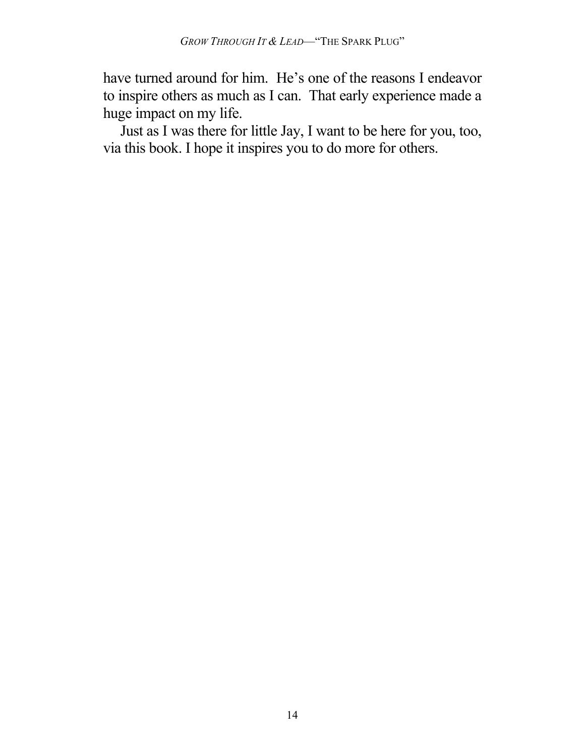have turned around for him.  He's one of the reasons I endeavor to inspire others as much as I can.  That early experience made a huge impact on my life.

Just as I was there for little Jay, I want to be here for you, too, via this book. I hope it inspires you to do more for others.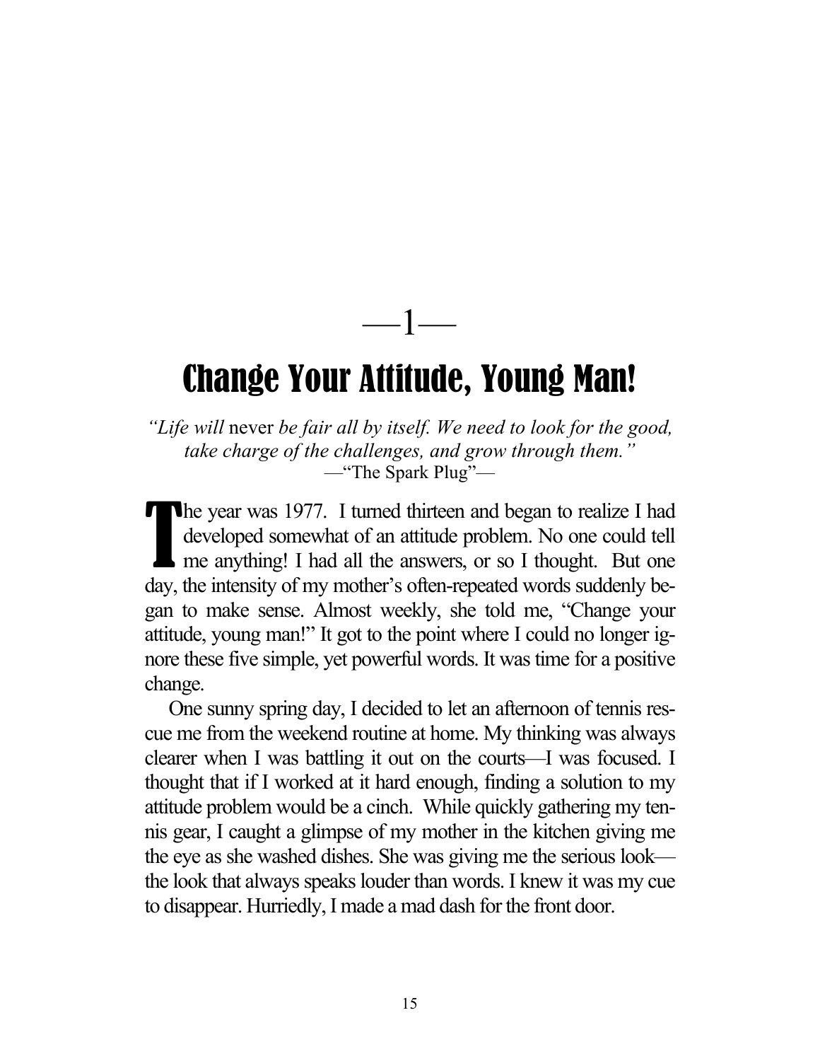—1—

# Change Your Attitude, Young Man!

*"Life will* never *be fair all by itself. We need to look for the good, take charge of the challenges, and grow through them."*
—"The Spark Plug"—

The year was 1977. I turned thirteen and began to realize I had developed somewhat of an attitude problem. No one could tell me anything! I had all the answers, or so I thought. But one day, the intensity of my mother's often-repeated words suddenly began to make sense. Almost weekly, she told me, "Change your attitude, young man!" It got to the point where I could no longer ignore these five simple, yet powerful words. It was time for a positive change.

One sunny spring day, I decided to let an afternoon of tennis rescue me from the weekend routine at home. My thinking was always clearer when I was battling it out on the courts—I was focused. I thought that if I worked at it hard enough, finding a solution to my attitude problem would be a cinch. While quickly gathering my tennis gear, I caught a glimpse of my mother in the kitchen giving me the eye as she washed dishes. She was giving me the serious look—the look that always speaks louder than words. I knew it was my cue to disappear. Hurriedly, I made a mad dash for the front door.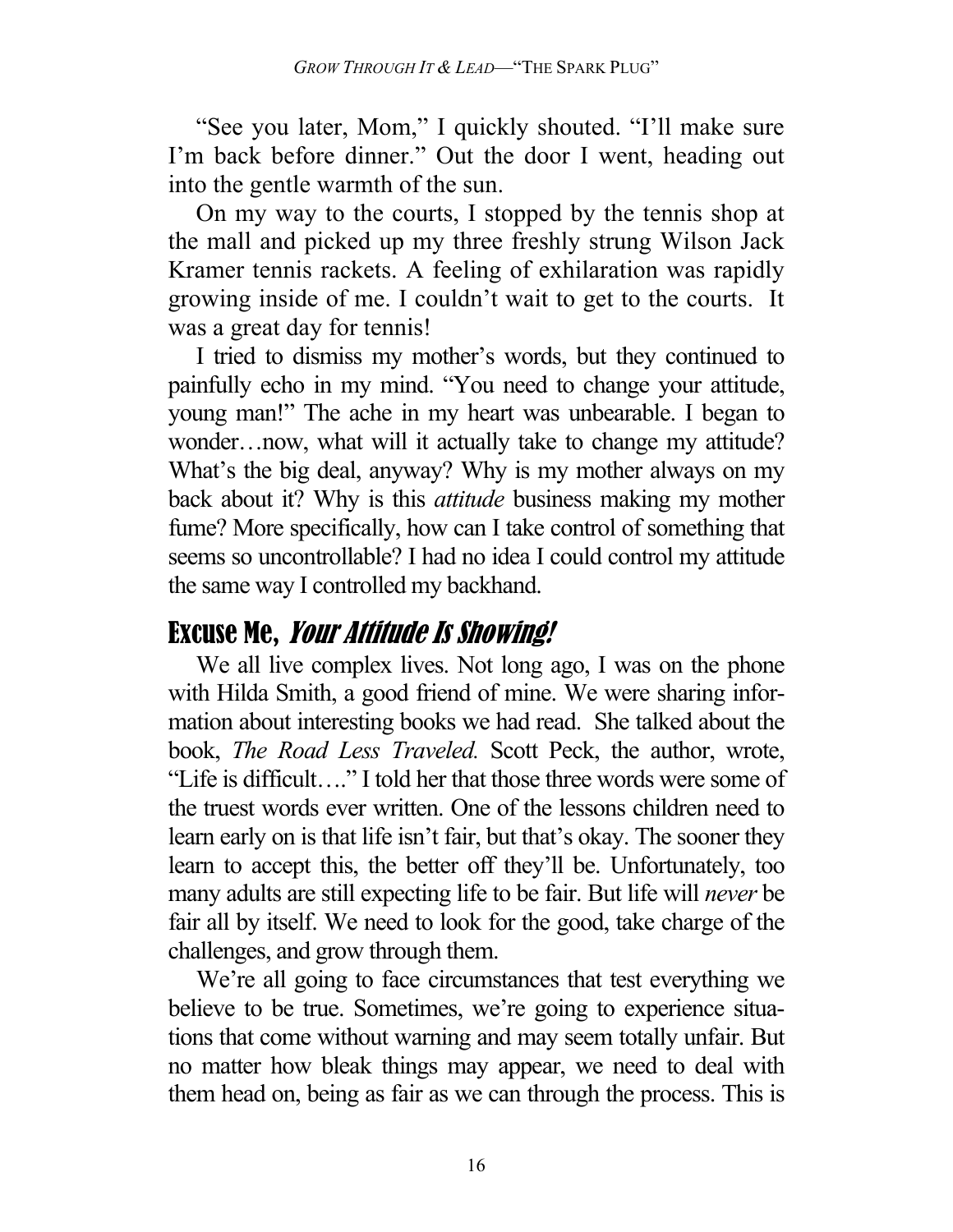"See you later, Mom," I quickly shouted. "I'll make sure I'm back before dinner." Out the door I went, heading out into the gentle warmth of the sun.

On my way to the courts, I stopped by the tennis shop at the mall and picked up my three freshly strung Wilson Jack Kramer tennis rackets. A feeling of exhilaration was rapidly growing inside of me. I couldn't wait to get to the courts. It was a great day for tennis!

I tried to dismiss my mother's words, but they continued to painfully echo in my mind. "You need to change your attitude, young man!" The ache in my heart was unbearable. I began to wonder…now, what will it actually take to change my attitude? What's the big deal, anyway? Why is my mother always on my back about it? Why is this *attitude* business making my mother fume? More specifically, how can I take control of something that seems so uncontrollable? I had no idea I could control my attitude the same way I controlled my backhand.

## Excuse Me, *Your Attitude Is Showing!*

We all live complex lives. Not long ago, I was on the phone with Hilda Smith, a good friend of mine. We were sharing information about interesting books we had read. She talked about the book, *The Road Less Traveled.* Scott Peck, the author, wrote, "Life is difficult…." I told her that those three words were some of the truest words ever written. One of the lessons children need to learn early on is that life isn't fair, but that's okay. The sooner they learn to accept this, the better off they'll be. Unfortunately, too many adults are still expecting life to be fair. But life will *never* be fair all by itself. We need to look for the good, take charge of the challenges, and grow through them.

We're all going to face circumstances that test everything we believe to be true. Sometimes, we're going to experience situations that come without warning and may seem totally unfair. But no matter how bleak things may appear, we need to deal with them head on, being as fair as we can through the process. This is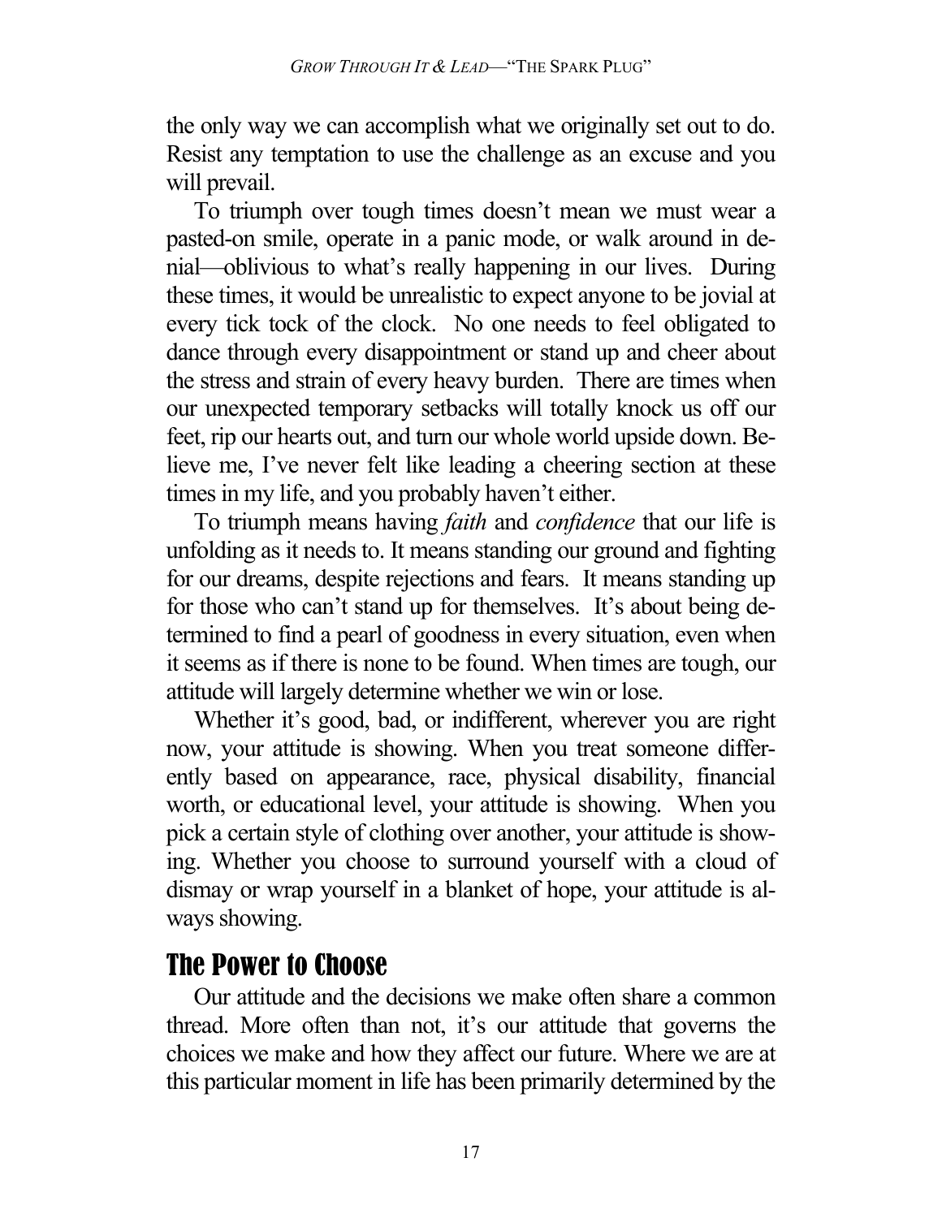the only way we can accomplish what we originally set out to do. Resist any temptation to use the challenge as an excuse and you will prevail.

To triumph over tough times doesn't mean we must wear a pasted-on smile, operate in a panic mode, or walk around in denial—oblivious to what's really happening in our lives. During these times, it would be unrealistic to expect anyone to be jovial at every tick tock of the clock. No one needs to feel obligated to dance through every disappointment or stand up and cheer about the stress and strain of every heavy burden. There are times when our unexpected temporary setbacks will totally knock us off our feet, rip our hearts out, and turn our whole world upside down. Believe me, I've never felt like leading a cheering section at these times in my life, and you probably haven't either.

To triumph means having *faith* and *confidence* that our life is unfolding as it needs to. It means standing our ground and fighting for our dreams, despite rejections and fears. It means standing up for those who can't stand up for themselves. It's about being determined to find a pearl of goodness in every situation, even when it seems as if there is none to be found. When times are tough, our attitude will largely determine whether we win or lose.

Whether it's good, bad, or indifferent, wherever you are right now, your attitude is showing. When you treat someone differently based on appearance, race, physical disability, financial worth, or educational level, your attitude is showing. When you pick a certain style of clothing over another, your attitude is showing. Whether you choose to surround yourself with a cloud of dismay or wrap yourself in a blanket of hope, your attitude is always showing.

## The Power to Choose

Our attitude and the decisions we make often share a common thread. More often than not, it's our attitude that governs the choices we make and how they affect our future. Where we are at this particular moment in life has been primarily determined by the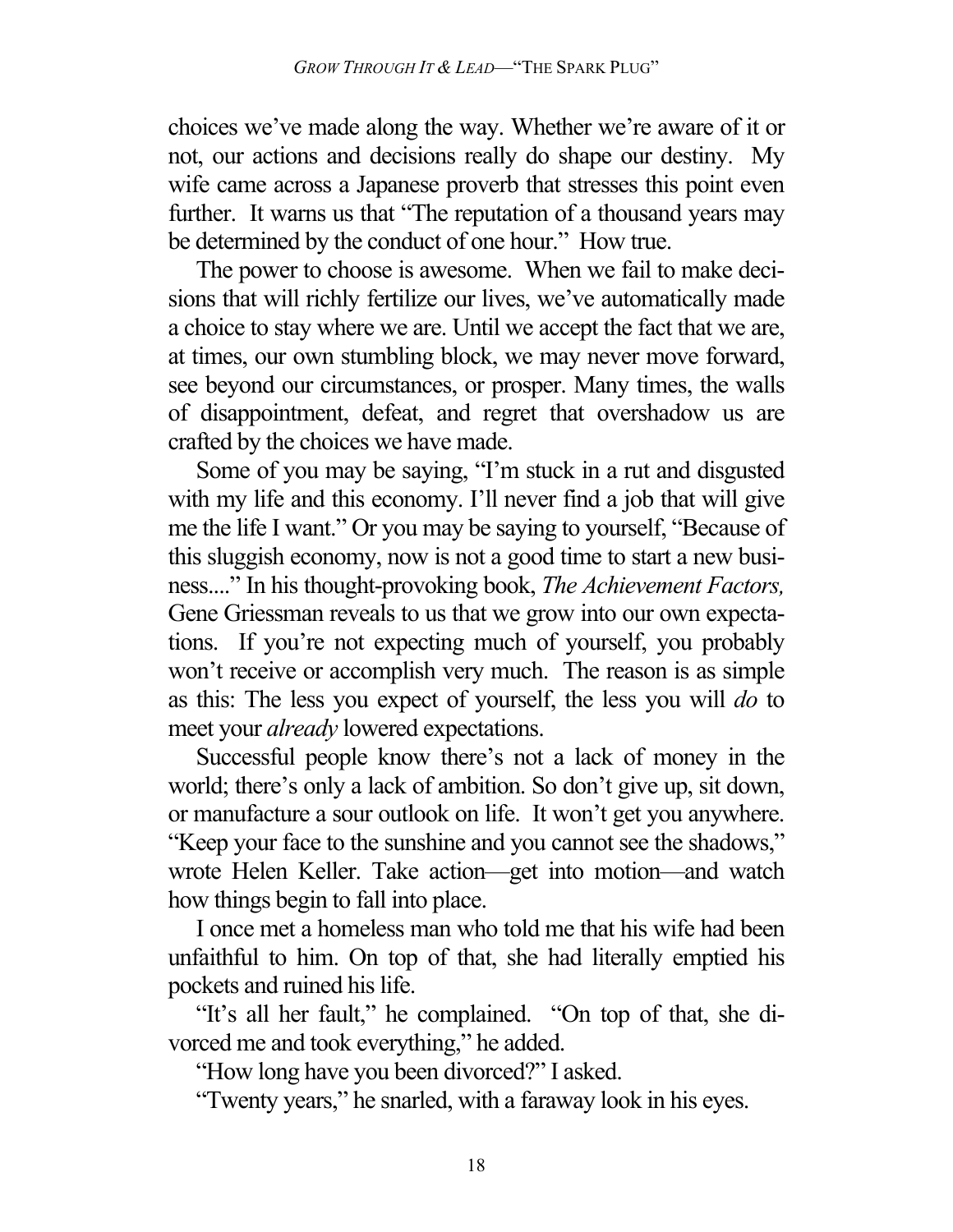choices we've made along the way. Whether we're aware of it or not, our actions and decisions really do shape our destiny. My wife came across a Japanese proverb that stresses this point even further. It warns us that "The reputation of a thousand years may be determined by the conduct of one hour." How true.

The power to choose is awesome. When we fail to make decisions that will richly fertilize our lives, we've automatically made a choice to stay where we are. Until we accept the fact that we are, at times, our own stumbling block, we may never move forward, see beyond our circumstances, or prosper. Many times, the walls of disappointment, defeat, and regret that overshadow us are crafted by the choices we have made.

Some of you may be saying, "I'm stuck in a rut and disgusted with my life and this economy. I'll never find a job that will give me the life I want." Or you may be saying to yourself, "Because of this sluggish economy, now is not a good time to start a new business...." In his thought-provoking book, *The Achievement Factors,* Gene Griessman reveals to us that we grow into our own expectations. If you're not expecting much of yourself, you probably won't receive or accomplish very much. The reason is as simple as this: The less you expect of yourself, the less you will *do* to meet your *already* lowered expectations.

Successful people know there's not a lack of money in the world; there's only a lack of ambition. So don't give up, sit down, or manufacture a sour outlook on life. It won't get you anywhere. "Keep your face to the sunshine and you cannot see the shadows," wrote Helen Keller. Take action—get into motion—and watch how things begin to fall into place.

I once met a homeless man who told me that his wife had been unfaithful to him. On top of that, she had literally emptied his pockets and ruined his life.

"It's all her fault," he complained. "On top of that, she divorced me and took everything," he added.

"How long have you been divorced?" I asked.

"Twenty years," he snarled, with a faraway look in his eyes.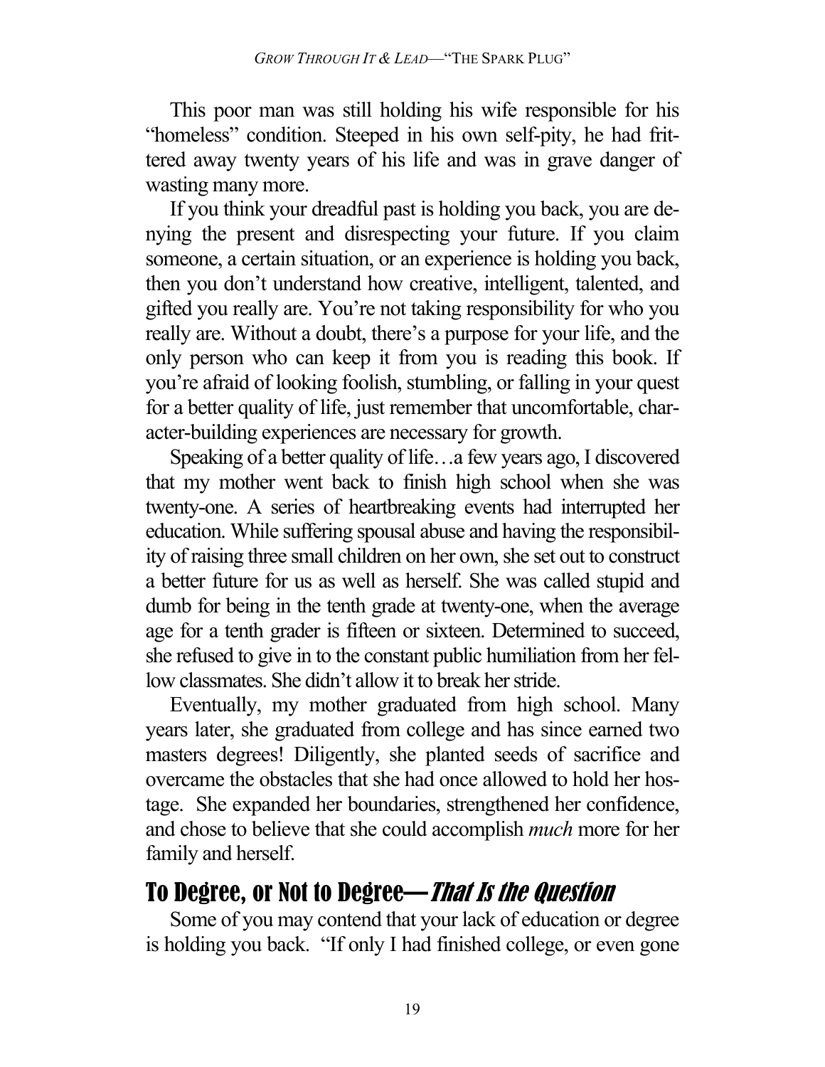This poor man was still holding his wife responsible for his "homeless" condition. Steeped in his own self-pity, he had frittered away twenty years of his life and was in grave danger of wasting many more.

If you think your dreadful past is holding you back, you are denying the present and disrespecting your future. If you claim someone, a certain situation, or an experience is holding you back, then you don't understand how creative, intelligent, talented, and gifted you really are. You're not taking responsibility for who you really are. Without a doubt, there's a purpose for your life, and the only person who can keep it from you is reading this book. If you're afraid of looking foolish, stumbling, or falling in your quest for a better quality of life, just remember that uncomfortable, character-building experiences are necessary for growth.

Speaking of a better quality of life…a few years ago, I discovered that my mother went back to finish high school when she was twenty-one. A series of heartbreaking events had interrupted her education. While suffering spousal abuse and having the responsibility of raising three small children on her own, she set out to construct a better future for us as well as herself. She was called stupid and dumb for being in the tenth grade at twenty-one, when the average age for a tenth grader is fifteen or sixteen. Determined to succeed, she refused to give in to the constant public humiliation from her fellow classmates. She didn't allow it to break her stride.

Eventually, my mother graduated from high school. Many years later, she graduated from college and has since earned two masters degrees! Diligently, she planted seeds of sacrifice and overcame the obstacles that she had once allowed to hold her hostage. She expanded her boundaries, strengthened her confidence, and chose to believe that she could accomplish *much* more for her family and herself.

## To Degree, or Not to Degree—*That Is the Question*

Some of you may contend that your lack of education or degree is holding you back. "If only I had finished college, or even gone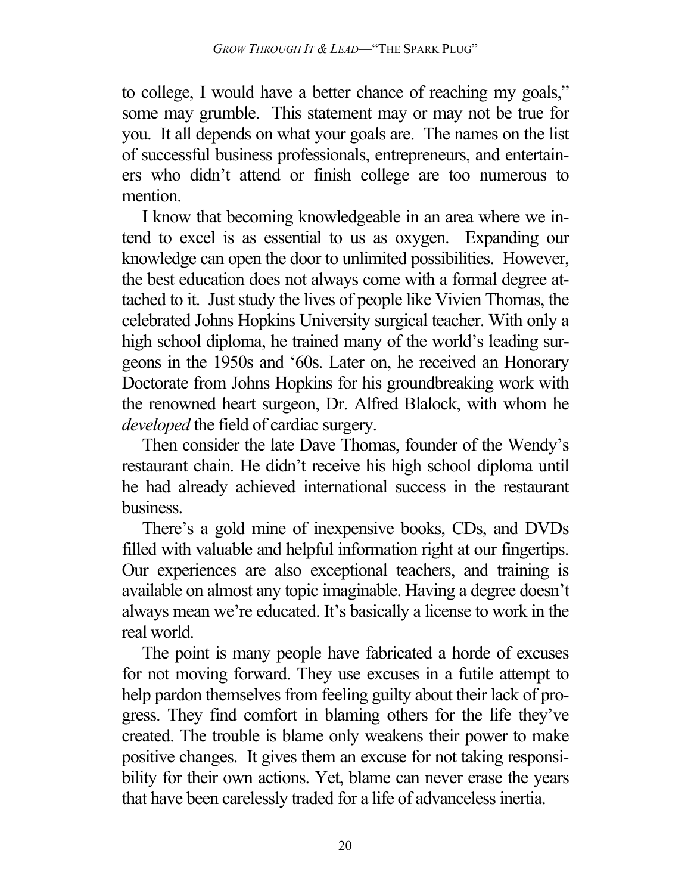to college, I would have a better chance of reaching my goals," some may grumble. This statement may or may not be true for you. It all depends on what your goals are. The names on the list of successful business professionals, entrepreneurs, and entertainers who didn't attend or finish college are too numerous to mention.

I know that becoming knowledgeable in an area where we intend to excel is as essential to us as oxygen. Expanding our knowledge can open the door to unlimited possibilities. However, the best education does not always come with a formal degree attached to it. Just study the lives of people like Vivien Thomas, the celebrated Johns Hopkins University surgical teacher. With only a high school diploma, he trained many of the world's leading surgeons in the 1950s and '60s. Later on, he received an Honorary Doctorate from Johns Hopkins for his groundbreaking work with the renowned heart surgeon, Dr. Alfred Blalock, with whom he *developed* the field of cardiac surgery.

Then consider the late Dave Thomas, founder of the Wendy's restaurant chain. He didn't receive his high school diploma until he had already achieved international success in the restaurant business.

There's a gold mine of inexpensive books, CDs, and DVDs filled with valuable and helpful information right at our fingertips. Our experiences are also exceptional teachers, and training is available on almost any topic imaginable. Having a degree doesn't always mean we're educated. It's basically a license to work in the real world.

The point is many people have fabricated a horde of excuses for not moving forward. They use excuses in a futile attempt to help pardon themselves from feeling guilty about their lack of progress. They find comfort in blaming others for the life they've created. The trouble is blame only weakens their power to make positive changes. It gives them an excuse for not taking responsibility for their own actions. Yet, blame can never erase the years that have been carelessly traded for a life of advanceless inertia.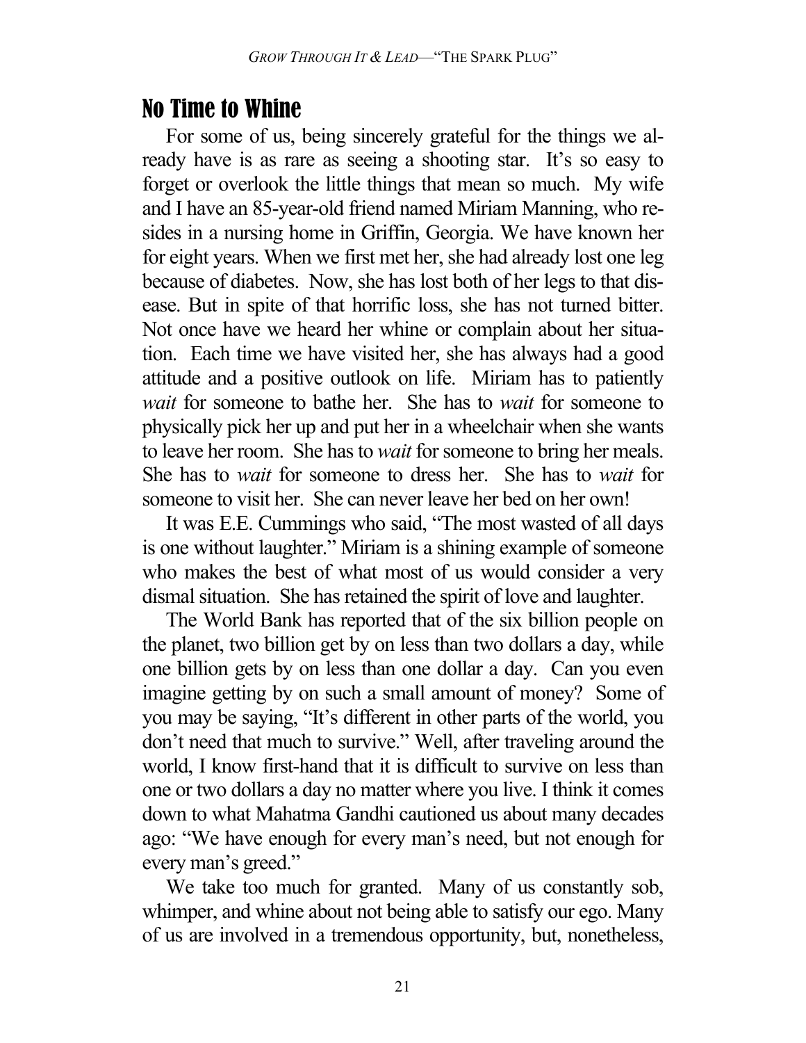## No Time to Whine

For some of us, being sincerely grateful for the things we already have is as rare as seeing a shooting star. It's so easy to forget or overlook the little things that mean so much. My wife and I have an 85-year-old friend named Miriam Manning, who resides in a nursing home in Griffin, Georgia. We have known her for eight years. When we first met her, she had already lost one leg because of diabetes. Now, she has lost both of her legs to that disease. But in spite of that horrific loss, she has not turned bitter. Not once have we heard her whine or complain about her situation. Each time we have visited her, she has always had a good attitude and a positive outlook on life. Miriam has to patiently *wait* for someone to bathe her. She has to *wait* for someone to physically pick her up and put her in a wheelchair when she wants to leave her room. She has to *wait* for someone to bring her meals. She has to *wait* for someone to dress her. She has to *wait* for someone to visit her. She can never leave her bed on her own!

It was E.E. Cummings who said, "The most wasted of all days is one without laughter." Miriam is a shining example of someone who makes the best of what most of us would consider a very dismal situation. She has retained the spirit of love and laughter.

The World Bank has reported that of the six billion people on the planet, two billion get by on less than two dollars a day, while one billion gets by on less than one dollar a day. Can you even imagine getting by on such a small amount of money? Some of you may be saying, "It's different in other parts of the world, you don't need that much to survive." Well, after traveling around the world, I know first-hand that it is difficult to survive on less than one or two dollars a day no matter where you live. I think it comes down to what Mahatma Gandhi cautioned us about many decades ago: "We have enough for every man's need, but not enough for every man's greed."

We take too much for granted. Many of us constantly sob, whimper, and whine about not being able to satisfy our ego. Many of us are involved in a tremendous opportunity, but, nonetheless,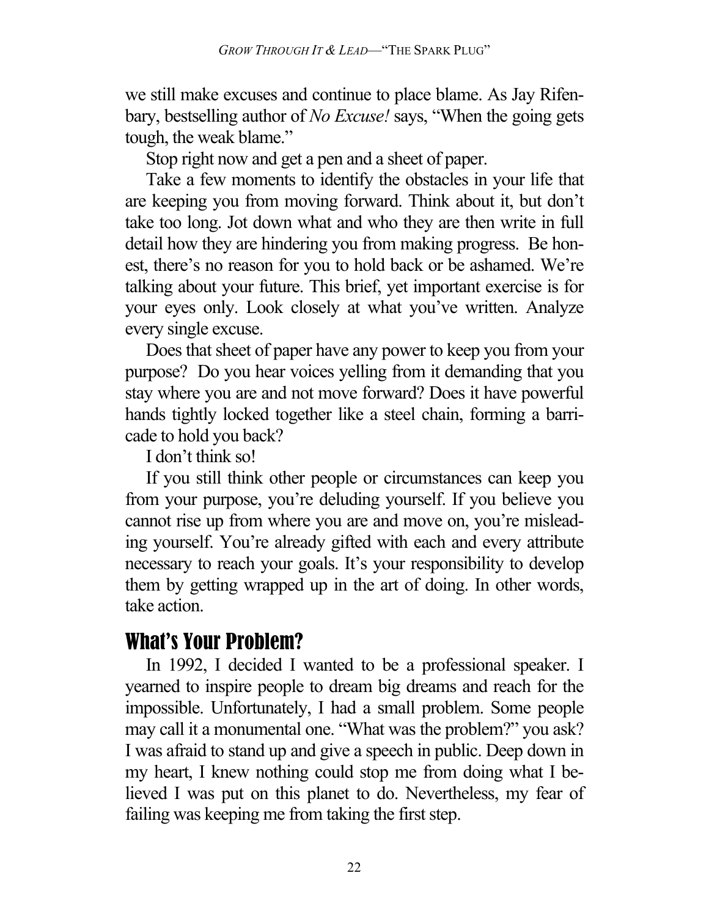we still make excuses and continue to place blame. As Jay Rifenbary, bestselling author of *No Excuse!* says, "When the going gets tough, the weak blame."

Stop right now and get a pen and a sheet of paper.

Take a few moments to identify the obstacles in your life that are keeping you from moving forward. Think about it, but don't take too long. Jot down what and who they are then write in full detail how they are hindering you from making progress. Be honest, there's no reason for you to hold back or be ashamed. We're talking about your future. This brief, yet important exercise is for your eyes only. Look closely at what you've written. Analyze every single excuse.

Does that sheet of paper have any power to keep you from your purpose? Do you hear voices yelling from it demanding that you stay where you are and not move forward? Does it have powerful hands tightly locked together like a steel chain, forming a barricade to hold you back?

I don't think so!

If you still think other people or circumstances can keep you from your purpose, you're deluding yourself. If you believe you cannot rise up from where you are and move on, you're misleading yourself. You're already gifted with each and every attribute necessary to reach your goals. It's your responsibility to develop them by getting wrapped up in the art of doing. In other words, take action.

## What's Your Problem?

In 1992, I decided I wanted to be a professional speaker. I yearned to inspire people to dream big dreams and reach for the impossible. Unfortunately, I had a small problem. Some people may call it a monumental one. "What was the problem?" you ask? I was afraid to stand up and give a speech in public. Deep down in my heart, I knew nothing could stop me from doing what I believed I was put on this planet to do. Nevertheless, my fear of failing was keeping me from taking the first step.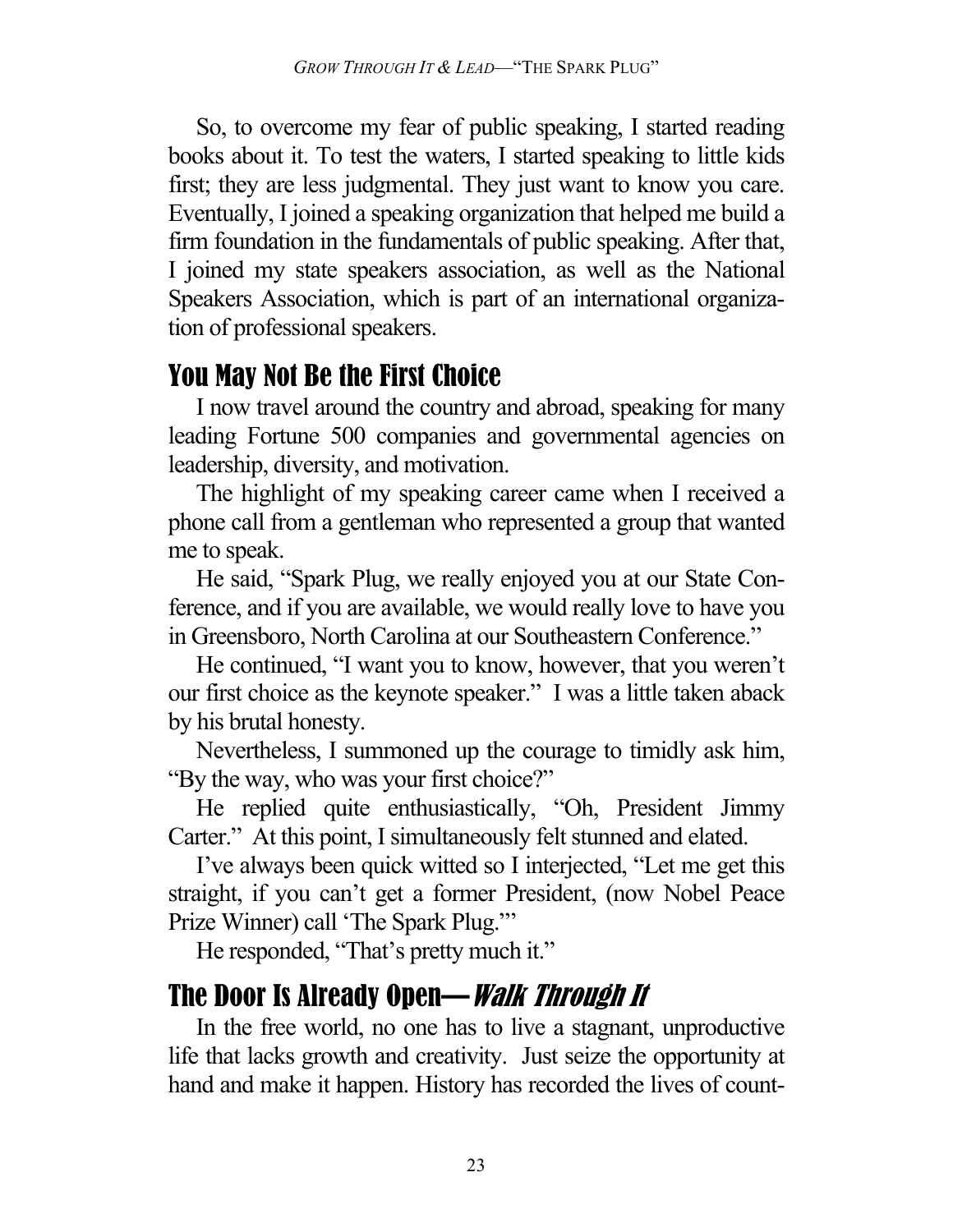So, to overcome my fear of public speaking, I started reading books about it. To test the waters, I started speaking to little kids first; they are less judgmental. They just want to know you care. Eventually, I joined a speaking organization that helped me build a firm foundation in the fundamentals of public speaking. After that, I joined my state speakers association, as well as the National Speakers Association, which is part of an international organization of professional speakers.

## You May Not Be the First Choice

I now travel around the country and abroad, speaking for many leading Fortune 500 companies and governmental agencies on leadership, diversity, and motivation.

The highlight of my speaking career came when I received a phone call from a gentleman who represented a group that wanted me to speak.

He said, "Spark Plug, we really enjoyed you at our State Conference, and if you are available, we would really love to have you in Greensboro, North Carolina at our Southeastern Conference."

He continued, "I want you to know, however, that you weren't our first choice as the keynote speaker." I was a little taken aback by his brutal honesty.

Nevertheless, I summoned up the courage to timidly ask him, "By the way, who was your first choice?"

He replied quite enthusiastically, "Oh, President Jimmy Carter." At this point, I simultaneously felt stunned and elated.

I've always been quick witted so I interjected, "Let me get this straight, if you can't get a former President, (now Nobel Peace Prize Winner) call 'The Spark Plug.'"

He responded, "That's pretty much it."

## The Door Is Already Open—*Walk Through It*

In the free world, no one has to live a stagnant, unproductive life that lacks growth and creativity. Just seize the opportunity at hand and make it happen. History has recorded the lives of count-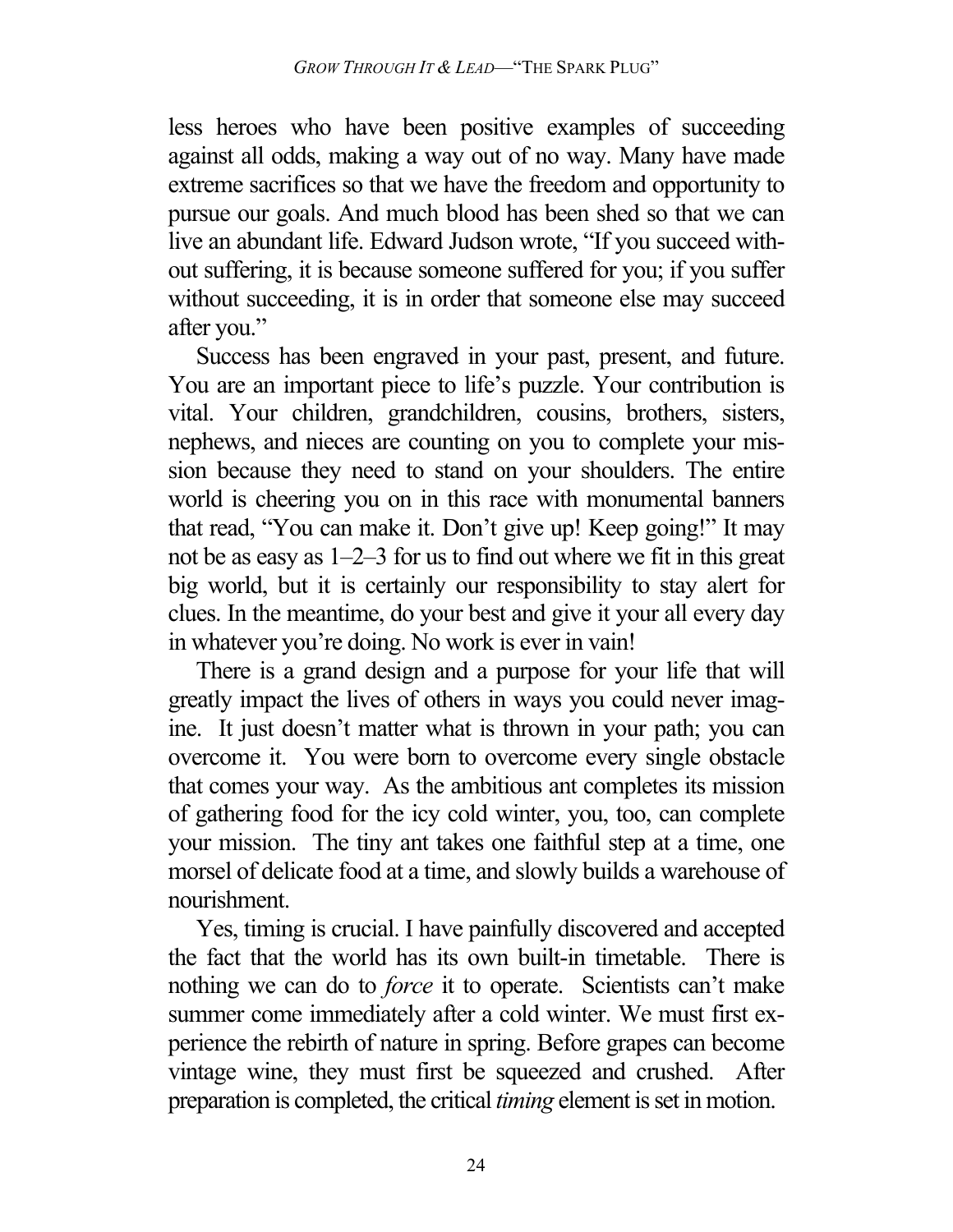less heroes who have been positive examples of succeeding against all odds, making a way out of no way. Many have made extreme sacrifices so that we have the freedom and opportunity to pursue our goals. And much blood has been shed so that we can live an abundant life. Edward Judson wrote, "If you succeed without suffering, it is because someone suffered for you; if you suffer without succeeding, it is in order that someone else may succeed after you."

Success has been engraved in your past, present, and future. You are an important piece to life's puzzle. Your contribution is vital. Your children, grandchildren, cousins, brothers, sisters, nephews, and nieces are counting on you to complete your mission because they need to stand on your shoulders. The entire world is cheering you on in this race with monumental banners that read, "You can make it. Don't give up! Keep going!" It may not be as easy as 1–2–3 for us to find out where we fit in this great big world, but it is certainly our responsibility to stay alert for clues. In the meantime, do your best and give it your all every day in whatever you're doing. No work is ever in vain!

There is a grand design and a purpose for your life that will greatly impact the lives of others in ways you could never imagine. It just doesn't matter what is thrown in your path; you can overcome it. You were born to overcome every single obstacle that comes your way. As the ambitious ant completes its mission of gathering food for the icy cold winter, you, too, can complete your mission. The tiny ant takes one faithful step at a time, one morsel of delicate food at a time, and slowly builds a warehouse of nourishment.

Yes, timing is crucial. I have painfully discovered and accepted the fact that the world has its own built-in timetable. There is nothing we can do to *force* it to operate. Scientists can't make summer come immediately after a cold winter. We must first experience the rebirth of nature in spring. Before grapes can become vintage wine, they must first be squeezed and crushed. After preparation is completed, the critical *timing* element is set in motion.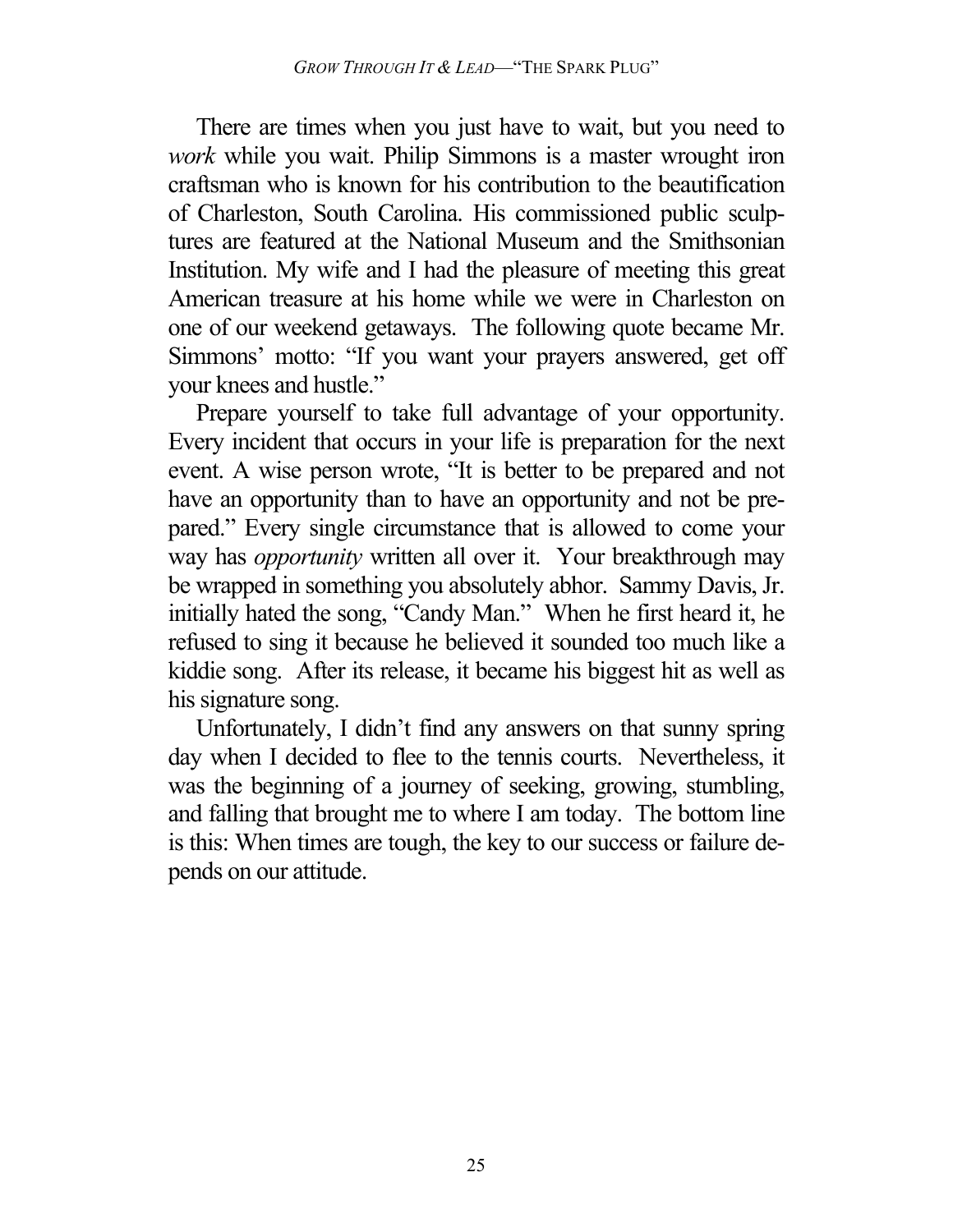There are times when you just have to wait, but you need to *work* while you wait. Philip Simmons is a master wrought iron craftsman who is known for his contribution to the beautification of Charleston, South Carolina. His commissioned public sculptures are featured at the National Museum and the Smithsonian Institution. My wife and I had the pleasure of meeting this great American treasure at his home while we were in Charleston on one of our weekend getaways. The following quote became Mr. Simmons' motto: "If you want your prayers answered, get off your knees and hustle."

Prepare yourself to take full advantage of your opportunity. Every incident that occurs in your life is preparation for the next event. A wise person wrote, "It is better to be prepared and not have an opportunity than to have an opportunity and not be prepared." Every single circumstance that is allowed to come your way has *opportunity* written all over it. Your breakthrough may be wrapped in something you absolutely abhor. Sammy Davis, Jr. initially hated the song, "Candy Man." When he first heard it, he refused to sing it because he believed it sounded too much like a kiddie song. After its release, it became his biggest hit as well as his signature song.

Unfortunately, I didn't find any answers on that sunny spring day when I decided to flee to the tennis courts. Nevertheless, it was the beginning of a journey of seeking, growing, stumbling, and falling that brought me to where I am today. The bottom line is this: When times are tough, the key to our success or failure depends on our attitude.